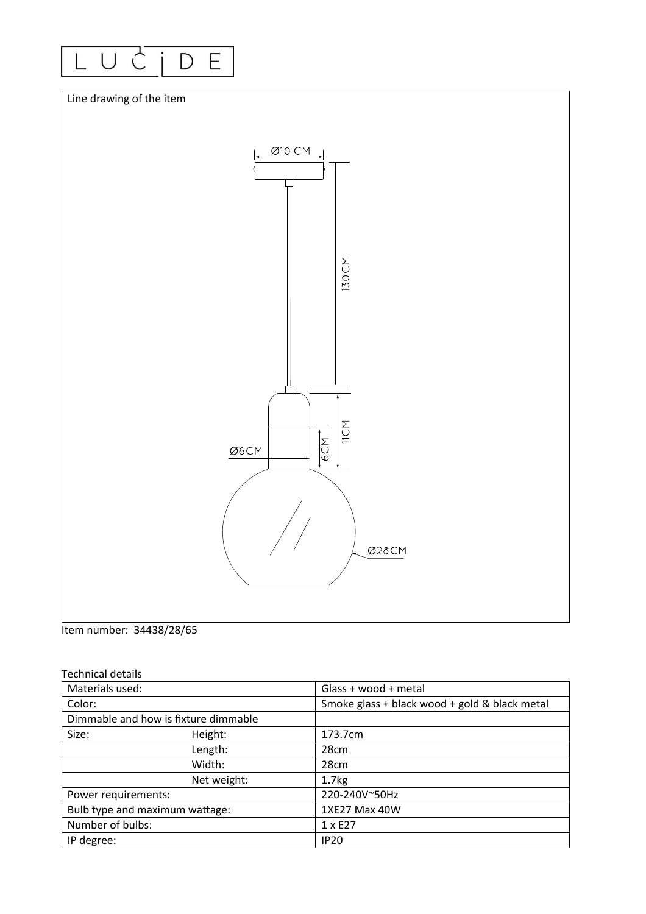LUCIDE

Line drawing of the item

Ø10 CM

130CM

11CM

6CM

Ø6CM

Ø28CM

Item number: 34438/28/65

Technical details

| Materials used: | | Glass + wood + metal |
|---|---|---|
| Color: | | Smoke glass + black wood + gold & black metal |
| Dimmable and how is fixture dimmable | | |
| Size: | Height: | 173.7cm |
| | Length: | 28cm |
| | Width: | 28cm |
| | Net weight: | 1.7kg |
| Power requirements: | | 220-240V~50Hz |
| Bulb type and maximum wattage: | | 1XE27 Max 40W |
| Number of bulbs: | | 1 x E27 |
| IP degree: | | IP20 |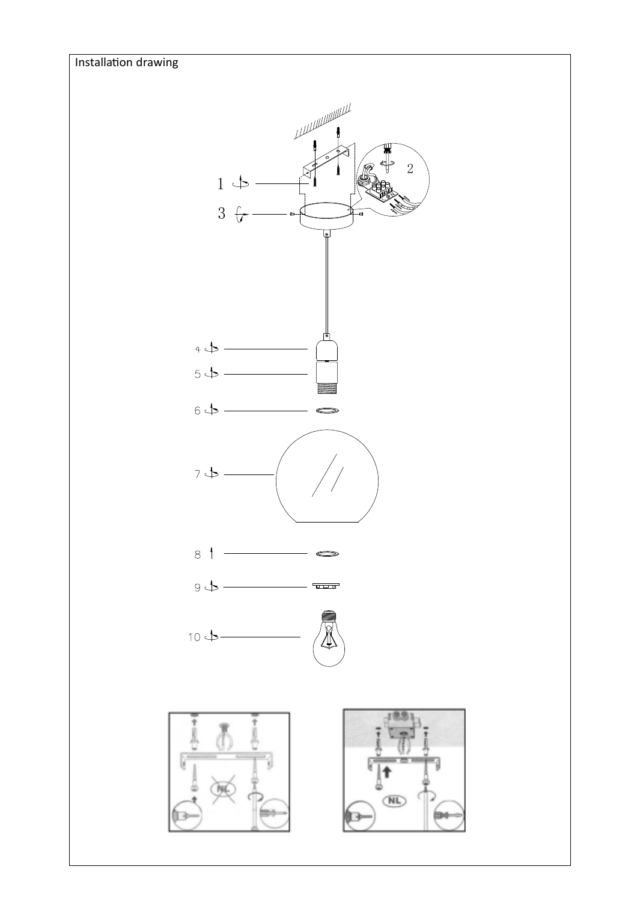Installation drawing

1

2

3

4

5

6

7

8

9

10

NL

NL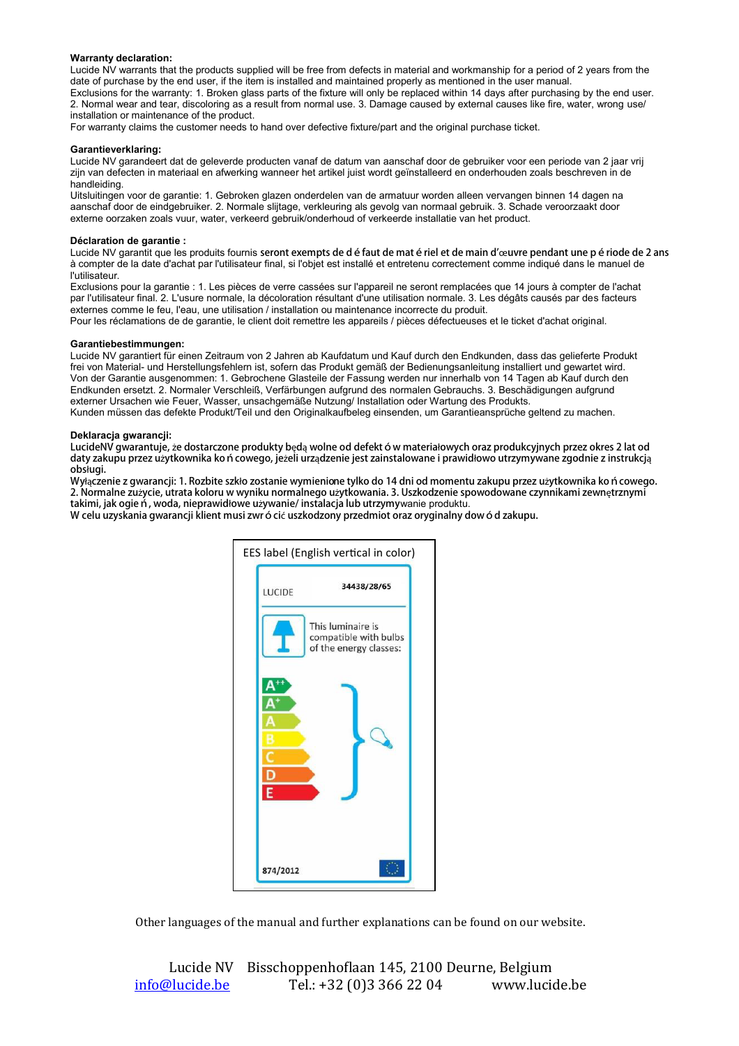**Warranty declaration:**
Lucide NV warrants that the products supplied will be free from defects in material and workmanship for a period of 2 years from the date of purchase by the end user, if the item is installed and maintained properly as mentioned in the user manual.
Exclusions for the warranty: 1. Broken glass parts of the fixture will only be replaced within 14 days after purchasing by the end user. 2. Normal wear and tear, discoloring as a result from normal use. 3. Damage caused by external causes like fire, water, wrong use/ installation or maintenance of the product.
For warranty claims the customer needs to hand over defective fixture/part and the original purchase ticket.

**Garantieverklaring:**
Lucide NV garandeert dat de geleverde producten vanaf de datum van aanschaf door de gebruiker voor een periode van 2 jaar vrij zijn van defecten in materiaal en afwerking wanneer het artikel juist wordt geïnstalleerd en onderhouden zoals beschreven in de handleiding.
Uitsluitingen voor de garantie: 1. Gebroken glazen onderdelen van de armatuur worden alleen vervangen binnen 14 dagen na aanschaf door de eindgebruiker. 2. Normale slijtage, verkleuring als gevolg van normaal gebruik. 3. Schade veroorzaakt door externe oorzaken zoals vuur, water, verkeerd gebruik/onderhoud of verkeerde installatie van het product.

**Déclaration de garantie :**
Lucide NV garantit que les produits fournis seront exempts de défaut de matériel et de main d'œuvre pendant une période de 2 ans à compter de la date d'achat par l'utilisateur final, si l'objet est installé et entretenu correctement comme indiqué dans le manuel de l'utilisateur.
Exclusions pour la garantie : 1. Les pièces de verre cassées sur l'appareil ne seront remplacées que 14 jours à compter de l'achat par l'utilisateur final. 2. L'usure normale, la décoloration résultant d'une utilisation normale. 3. Les dégâts causés par des facteurs externes comme le feu, l'eau, une utilisation / installation ou maintenance incorrecte du produit.
Pour les réclamations de de garantie, le client doit remettre les appareils / pièces défectueuses et le ticket d'achat original.

**Garantiebestimmungen:**
Lucide NV garantiert für einen Zeitraum von 2 Jahren ab Kaufdatum und Kauf durch den Endkunden, dass das gelieferte Produkt frei von Material- und Herstellungsfehlern ist, sofern das Produkt gemäß der Bedienungsanleitung installiert und gewartet wird.
Von der Garantie ausgenommen: 1. Gebrochene Glasteile der Fassung werden nur innerhalb von 14 Tagen ab Kauf durch den Endkunden ersetzt. 2. Normaler Verschleiß, Verfärbungen aufgrund des normalen Gebrauchs. 3. Beschädigungen aufgrund externer Ursachen wie Feuer, Wasser, unsachgemäße Nutzung/ Installation oder Wartung des Produkts.
Kunden müssen das defekte Produkt/Teil und den Originalkaufbeleg einsenden, um Garantieansprüche geltend zu machen.

**Deklaracja gwarancji:**
LucideNV gwarantuje, że dostarczone produkty będą wolne od defektów materiałowych oraz produkcyjnych przez okres 2 lat od daty zakupu przez użytkownika końcowego, jeżeli urządzenie jest zainstalowane i prawidłowo utrzymywane zgodnie z instrukcją obsługi.
Wyłączenie z gwarancji: 1. Rozbite szkło zostanie wymienione tylko do 14 dni od momentu zakupu przez użytkownika końcowego. 2. Normalne zużycie, utrata koloru w wyniku normalnego użytkowania. 3. Uszkodzenie spowodowane czynnikami zewnętrznymi takimi, jak ogień, woda, nieprawidłowe używanie/ instalacja lub utrzymywanie produktu.
W celu uzyskania gwarancji klient musi zwrócić uszkodzony przedmiot oraz oryginalny dowód zakupu.

EES label (English vertical in color)

LUCIDE
34438/28/65

This luminaire is compatible with bulbs of the energy classes:

A++
A+
A
B
C
D
E

874/2012

Other languages of the manual and further explanations can be found on our website.

Lucide NV Bisschoppenhoflaan 145, 2100 Deurne, Belgium
info@lucide.be Tel.: +32 (0)3 366 22 04 www.lucide.be